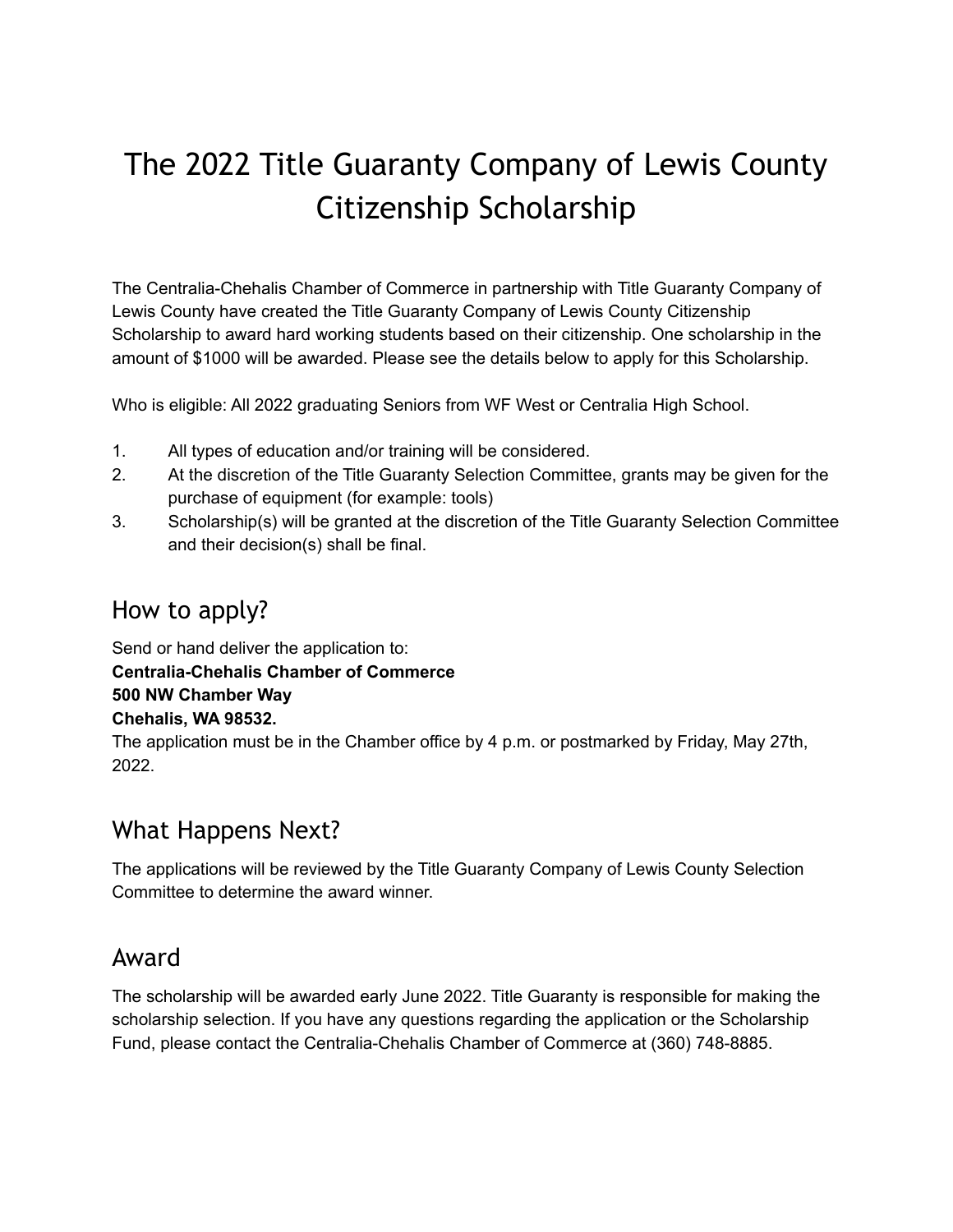# The 2022 Title Guaranty Company of Lewis County Citizenship Scholarship

The Centralia-Chehalis Chamber of Commerce in partnership with Title Guaranty Company of Lewis County have created the Title Guaranty Company of Lewis County Citizenship Scholarship to award hard working students based on their citizenship. One scholarship in the amount of $1000 will be awarded. Please see the details below to apply for this Scholarship.

Who is eligible: All 2022 graduating Seniors from WF West or Centralia High School.

1. All types of education and/or training will be considered.
2. At the discretion of the Title Guaranty Selection Committee, grants may be given for the purchase of equipment (for example: tools)
3. Scholarship(s) will be granted at the discretion of the Title Guaranty Selection Committee and their decision(s) shall be final.

## How to apply?

Send or hand deliver the application to:
**Centralia-Chehalis Chamber of Commerce**
**500 NW Chamber Way**
**Chehalis, WA 98532.**
The application must be in the Chamber office by 4 p.m. or postmarked by Friday, May 27th, 2022.

## What Happens Next?

The applications will be reviewed by the Title Guaranty Company of Lewis County Selection Committee to determine the award winner.

## Award

The scholarship will be awarded early June 2022. Title Guaranty is responsible for making the scholarship selection. If you have any questions regarding the application or the Scholarship Fund, please contact the Centralia-Chehalis Chamber of Commerce at (360) 748-8885.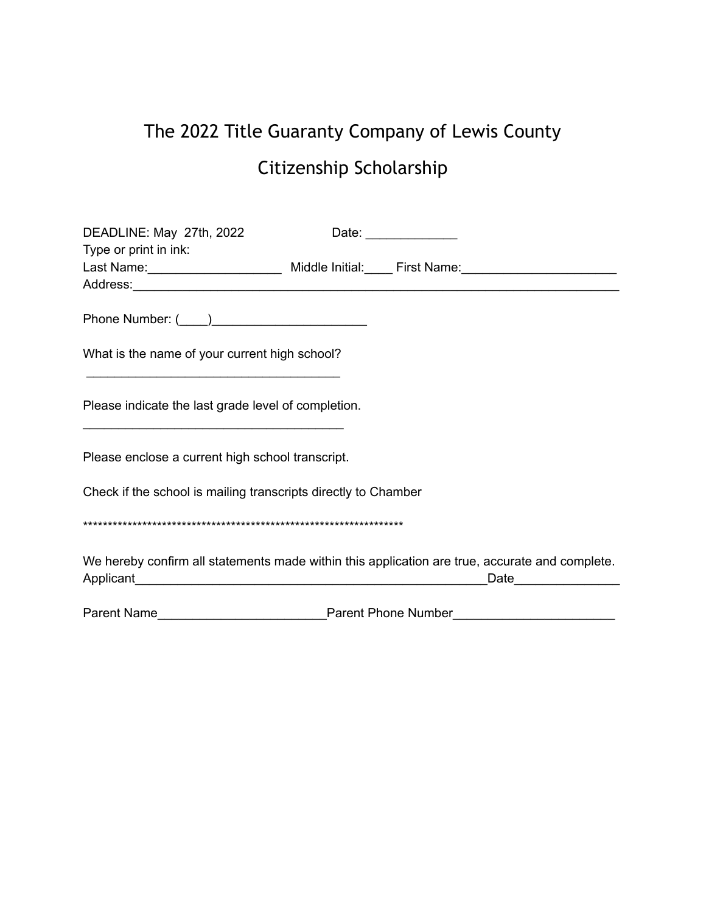# The 2022 Title Guaranty Company of Lewis County

## Citizenship Scholarship

DEADLINE: May 27th, 2022 Date: _____________
Type or print in ink:
Last Name:___________________ Middle Initial:____ First Name:______________________
Address:__________________________________________________________________________

Phone Number: (____)______________________

What is the name of your current high school?
_____________________________________

Please indicate the last grade level of completion.
______________________________________

Please enclose a current high school transcript.

Check if the school is mailing transcripts directly to Chamber

*******************************************************************

We hereby confirm all statements made within this application are true, accurate and complete.
Applicant____________________________________________________Date_______________

Parent Name________________________Parent Phone Number_______________________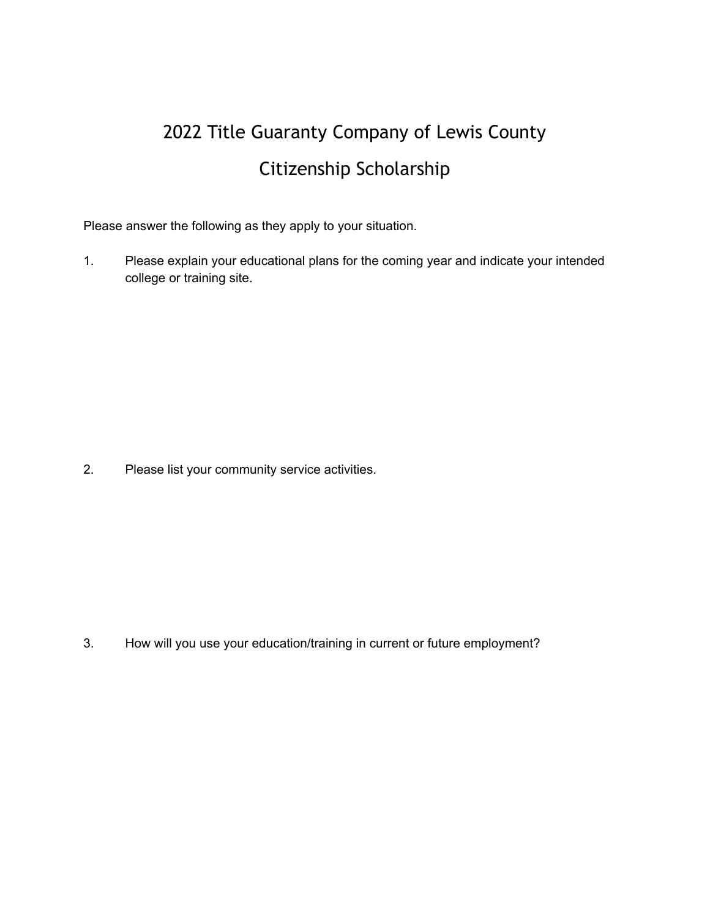# 2022 Title Guaranty Company of Lewis County

# Citizenship Scholarship

Please answer the following as they apply to your situation.

1. Please explain your educational plans for the coming year and indicate your intended college or training site.

2. Please list your community service activities.

3. How will you use your education/training in current or future employment?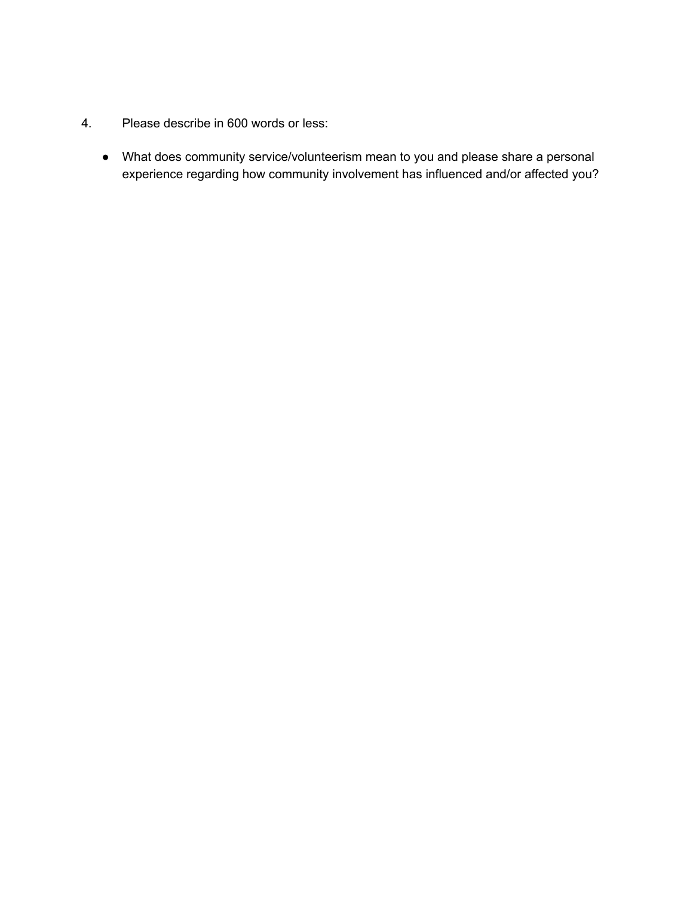4. Please describe in 600 words or less:

   - What does community service/volunteerism mean to you and please share a personal experience regarding how community involvement has influenced and/or affected you?